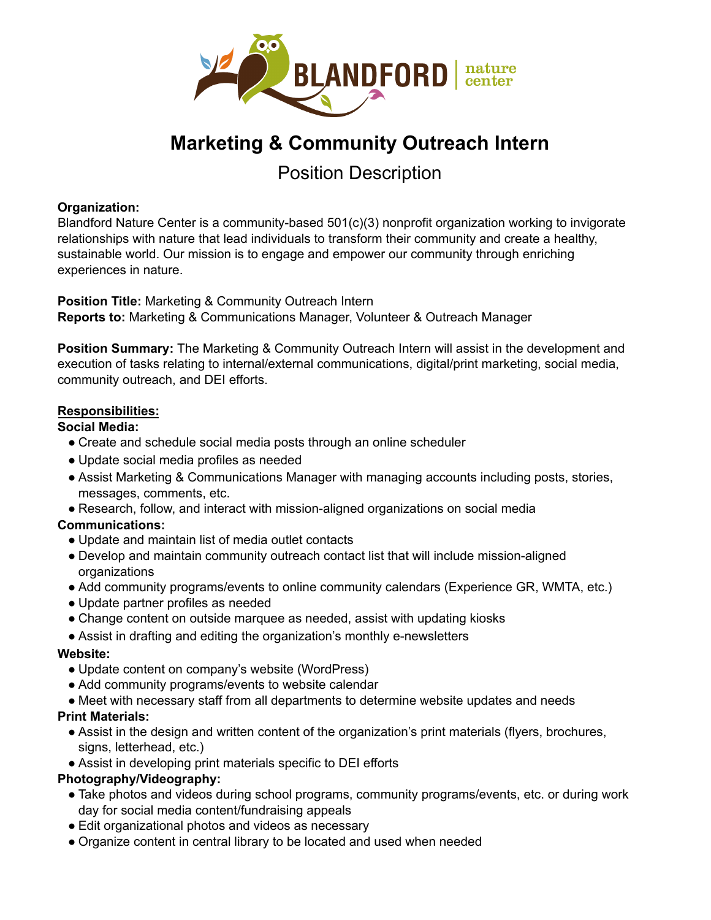# Marketing & Community Outreach Intern

## Position Description

**Organization:**
Blandford Nature Center is a community-based 501(c)(3) nonprofit organization working to invigorate relationships with nature that lead individuals to transform their community and create a healthy, sustainable world. Our mission is to engage and empower our community through enriching experiences in nature.

**Position Title:** Marketing & Community Outreach Intern
**Reports to:** Marketing & Communications Manager, Volunteer & Outreach Manager

**Position Summary:** The Marketing & Community Outreach Intern will assist in the development and execution of tasks relating to internal/external communications, digital/print marketing, social media, community outreach, and DEI efforts.

**Responsibilities:**

**Social Media:**
- Create and schedule social media posts through an online scheduler
- Update social media profiles as needed
- Assist Marketing & Communications Manager with managing accounts including posts, stories, messages, comments, etc.
- Research, follow, and interact with mission-aligned organizations on social media

**Communications:**
- Update and maintain list of media outlet contacts
- Develop and maintain community outreach contact list that will include mission-aligned organizations
- Add community programs/events to online community calendars (Experience GR, WMTA, etc.)
- Update partner profiles as needed
- Change content on outside marquee as needed, assist with updating kiosks
- Assist in drafting and editing the organization's monthly e-newsletters

**Website:**
- Update content on company's website (WordPress)
- Add community programs/events to website calendar
- Meet with necessary staff from all departments to determine website updates and needs

**Print Materials:**
- Assist in the design and written content of the organization's print materials (flyers, brochures, signs, letterhead, etc.)
- Assist in developing print materials specific to DEI efforts

**Photography/Videography:**
- Take photos and videos during school programs, community programs/events, etc. or during work day for social media content/fundraising appeals
- Edit organizational photos and videos as necessary
- Organize content in central library to be located and used when needed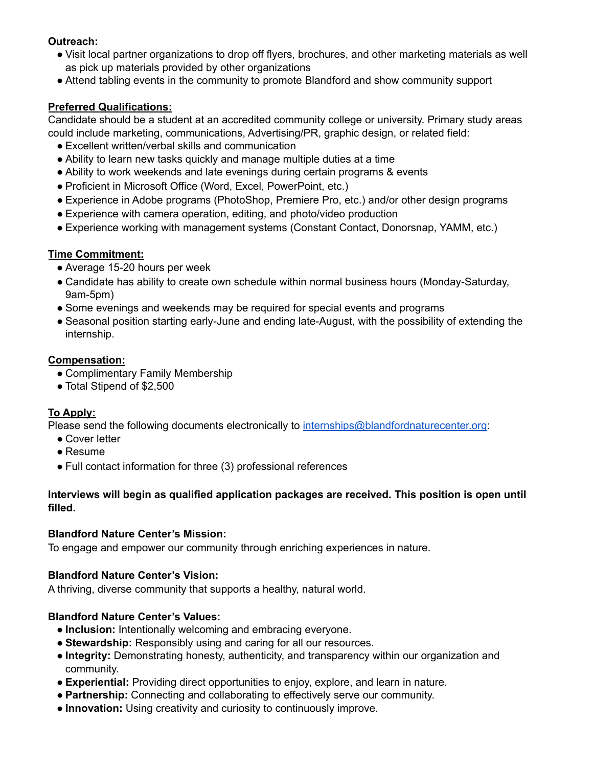**Outreach:**

- Visit local partner organizations to drop off flyers, brochures, and other marketing materials as well as pick up materials provided by other organizations
- Attend tabling events in the community to promote Blandford and show community support

**Preferred Qualifications:**

Candidate should be a student at an accredited community college or university. Primary study areas could include marketing, communications, Advertising/PR, graphic design, or related field:

- Excellent written/verbal skills and communication
- Ability to learn new tasks quickly and manage multiple duties at a time
- Ability to work weekends and late evenings during certain programs & events
- Proficient in Microsoft Office (Word, Excel, PowerPoint, etc.)
- Experience in Adobe programs (PhotoShop, Premiere Pro, etc.) and/or other design programs
- Experience with camera operation, editing, and photo/video production
- Experience working with management systems (Constant Contact, Donorsnap, YAMM, etc.)

**Time Commitment:**

- Average 15-20 hours per week
- Candidate has ability to create own schedule within normal business hours (Monday-Saturday, 9am-5pm)
- Some evenings and weekends may be required for special events and programs
- Seasonal position starting early-June and ending late-August, with the possibility of extending the internship.

**Compensation:**

- Complimentary Family Membership
- Total Stipend of $2,500

**To Apply:**

Please send the following documents electronically to internships@blandfordnaturecenter.org:

- Cover letter
- Resume
- Full contact information for three (3) professional references

**Interviews will begin as qualified application packages are received. This position is open until filled.**

**Blandford Nature Center's Mission:**

To engage and empower our community through enriching experiences in nature.

**Blandford Nature Center's Vision:**

A thriving, diverse community that supports a healthy, natural world.

**Blandford Nature Center's Values:**

- **Inclusion:** Intentionally welcoming and embracing everyone.
- **Stewardship:** Responsibly using and caring for all our resources.
- **Integrity:** Demonstrating honesty, authenticity, and transparency within our organization and community.
- **Experiential:** Providing direct opportunities to enjoy, explore, and learn in nature.
- **Partnership:** Connecting and collaborating to effectively serve our community.
- **Innovation:** Using creativity and curiosity to continuously improve.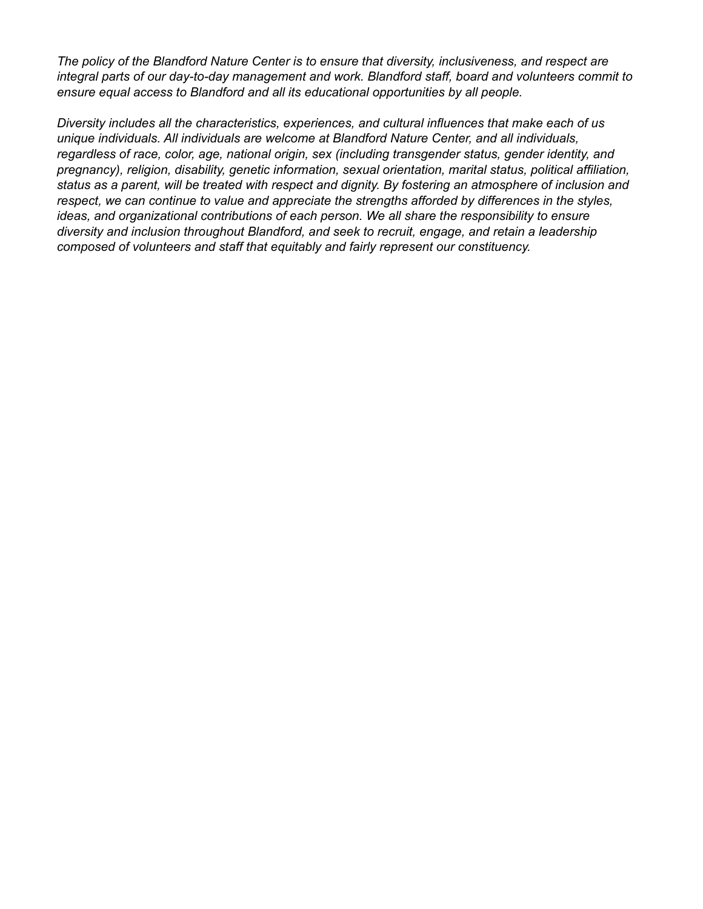*The policy of the Blandford Nature Center is to ensure that diversity, inclusiveness, and respect are integral parts of our day-to-day management and work. Blandford staff, board and volunteers commit to ensure equal access to Blandford and all its educational opportunities by all people.*

*Diversity includes all the characteristics, experiences, and cultural influences that make each of us unique individuals. All individuals are welcome at Blandford Nature Center, and all individuals, regardless of race, color, age, national origin, sex (including transgender status, gender identity, and pregnancy), religion, disability, genetic information, sexual orientation, marital status, political affiliation, status as a parent, will be treated with respect and dignity. By fostering an atmosphere of inclusion and respect, we can continue to value and appreciate the strengths afforded by differences in the styles, ideas, and organizational contributions of each person. We all share the responsibility to ensure diversity and inclusion throughout Blandford, and seek to recruit, engage, and retain a leadership composed of volunteers and staff that equitably and fairly represent our constituency.*